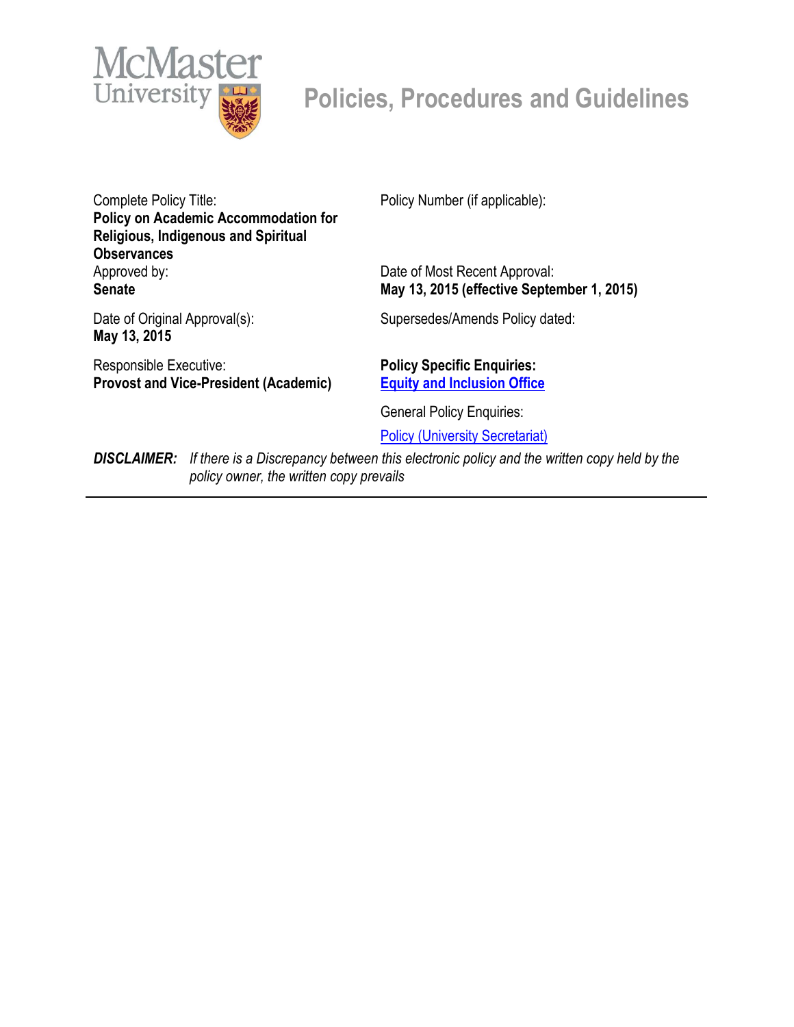McMaster University

# Policies, Procedures and Guidelines

| | |
|---|---|
| Complete Policy Title:<br>**Policy on Academic Accommodation for Religious, Indigenous and Spiritual Observances** | Policy Number (if applicable): |
| Approved by:<br>**Senate** | Date of Most Recent Approval:<br>**May 13, 2015 (effective September 1, 2015)** |
| Date of Original Approval(s):<br>**May 13, 2015** | Supersedes/Amends Policy dated: |
| Responsible Executive:<br>**Provost and Vice-President (Academic)** | **Policy Specific Enquiries:**<br>**Equity and Inclusion Office**<br><br>General Policy Enquiries:<br>Policy (University Secretariat) |

***DISCLAIMER:*** *If there is a Discrepancy between this electronic policy and the written copy held by the policy owner, the written copy prevails*

---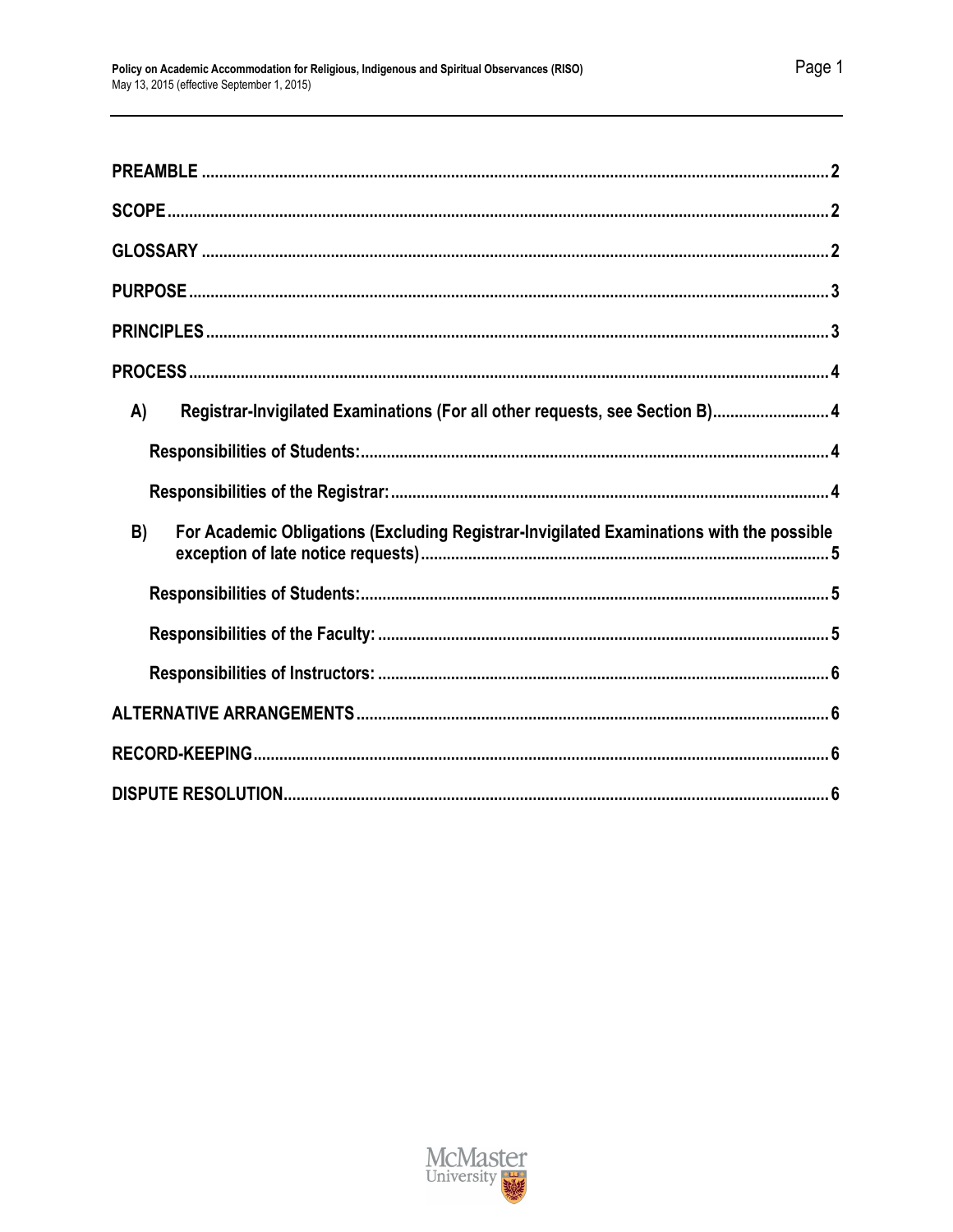PREAMBLE ........ 2

SCOPE ........ 2

GLOSSARY ........ 2

PURPOSE ........ 3

PRINCIPLES ........ 3

PROCESS ........ 4

- A) Registrar-Invigilated Examinations (For all other requests, see Section B) ........ 4
  - Responsibilities of Students: ........ 4
  - Responsibilities of the Registrar: ........ 4
- B) For Academic Obligations (Excluding Registrar-Invigilated Examinations with the possible exception of late notice requests) ........ 5
  - Responsibilities of Students: ........ 5
  - Responsibilities of the Faculty: ........ 5
  - Responsibilities of Instructors: ........ 6

ALTERNATIVE ARRANGEMENTS ........ 6

RECORD-KEEPING ........ 6

DISPUTE RESOLUTION ........ 6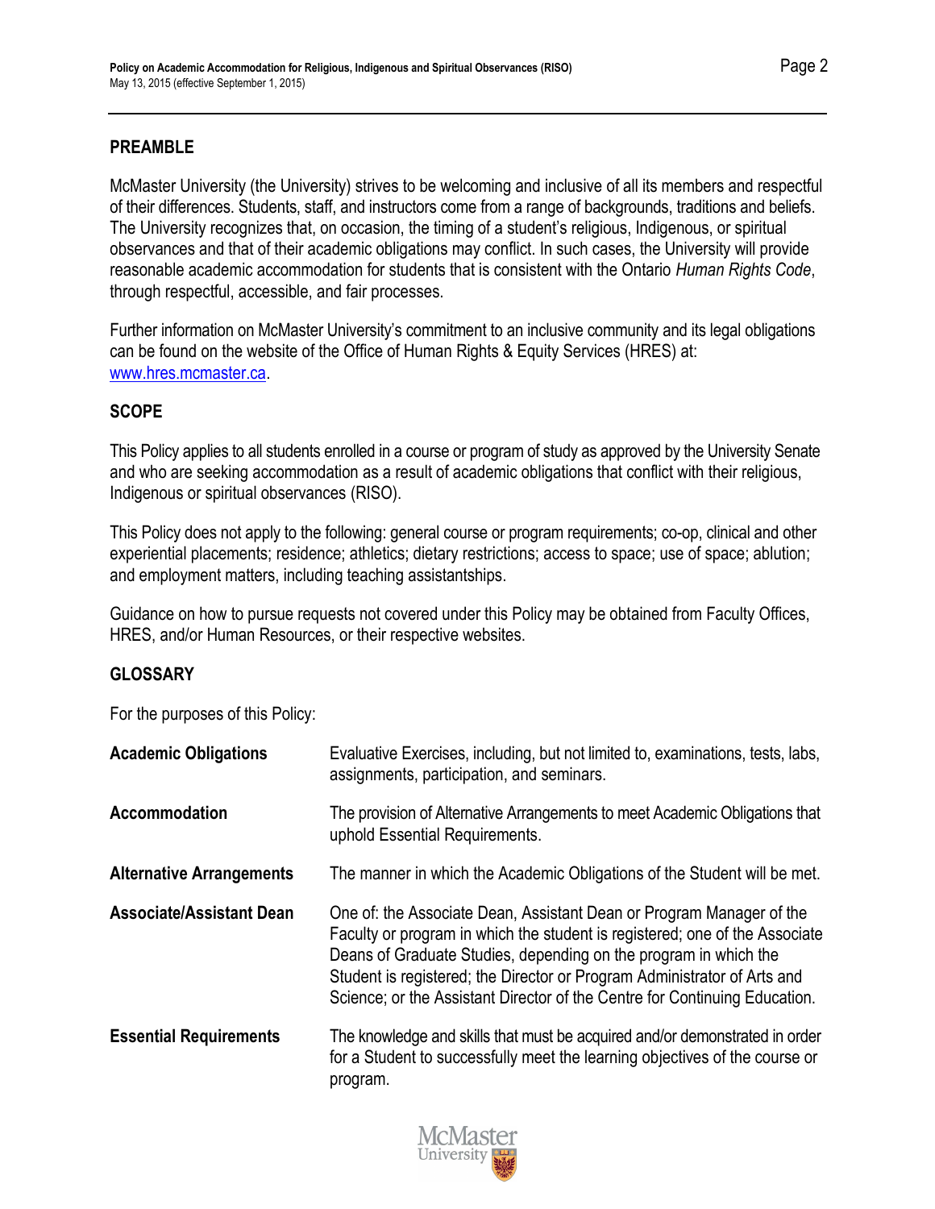## PREAMBLE

McMaster University (the University) strives to be welcoming and inclusive of all its members and respectful of their differences. Students, staff, and instructors come from a range of backgrounds, traditions and beliefs. The University recognizes that, on occasion, the timing of a student's religious, Indigenous, or spiritual observances and that of their academic obligations may conflict. In such cases, the University will provide reasonable academic accommodation for students that is consistent with the Ontario *Human Rights Code*, through respectful, accessible, and fair processes.

Further information on McMaster University's commitment to an inclusive community and its legal obligations can be found on the website of the Office of Human Rights & Equity Services (HRES) at: [www.hres.mcmaster.ca](http://www.hres.mcmaster.ca).

## SCOPE

This Policy applies to all students enrolled in a course or program of study as approved by the University Senate and who are seeking accommodation as a result of academic obligations that conflict with their religious, Indigenous or spiritual observances (RISO).

This Policy does not apply to the following: general course or program requirements; co-op, clinical and other experiential placements; residence; athletics; dietary restrictions; access to space; use of space; ablution; and employment matters, including teaching assistantships.

Guidance on how to pursue requests not covered under this Policy may be obtained from Faculty Offices, HRES, and/or Human Resources, or their respective websites.

## GLOSSARY

For the purposes of this Policy:

| | |
|---|---|
| **Academic Obligations** | Evaluative Exercises, including, but not limited to, examinations, tests, labs, assignments, participation, and seminars. |
| **Accommodation** | The provision of Alternative Arrangements to meet Academic Obligations that uphold Essential Requirements. |
| **Alternative Arrangements** | The manner in which the Academic Obligations of the Student will be met. |
| **Associate/Assistant Dean** | One of: the Associate Dean, Assistant Dean or Program Manager of the Faculty or program in which the student is registered; one of the Associate Deans of Graduate Studies, depending on the program in which the Student is registered; the Director or Program Administrator of Arts and Science; or the Assistant Director of the Centre for Continuing Education. |
| **Essential Requirements** | The knowledge and skills that must be acquired and/or demonstrated in order for a Student to successfully meet the learning objectives of the course or program. |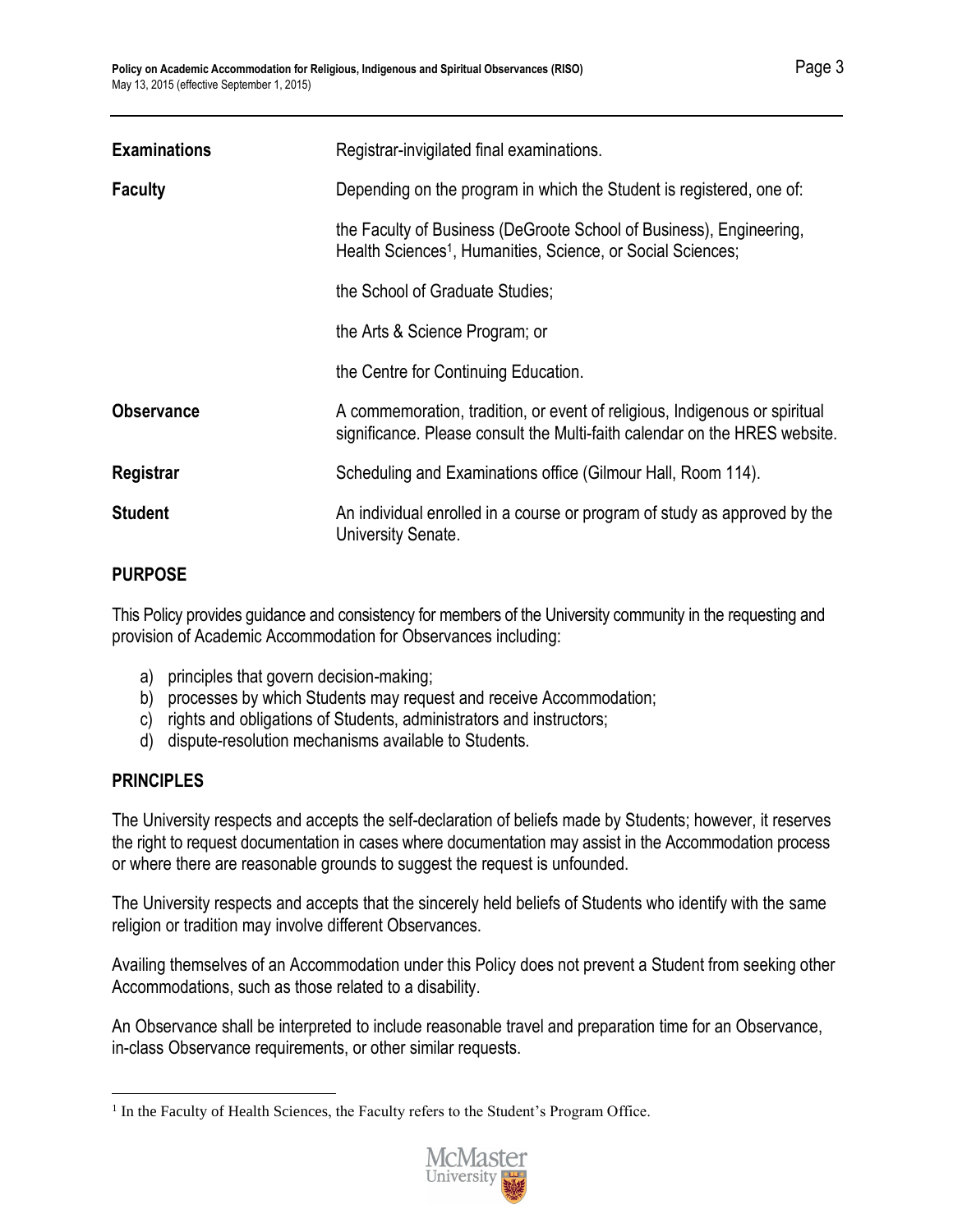| | |
|---|---|
| **Examinations** | Registrar-invigilated final examinations. |
| **Faculty** | Depending on the program in which the Student is registered, one of:<br><br>the Faculty of Business (DeGroote School of Business), Engineering, Health Sciences[1], Humanities, Science, or Social Sciences;<br><br>the School of Graduate Studies;<br><br>the Arts & Science Program; or<br><br>the Centre for Continuing Education. |
| **Observance** | A commemoration, tradition, or event of religious, Indigenous or spiritual significance. Please consult the Multi-faith calendar on the HRES website. |
| **Registrar** | Scheduling and Examinations office (Gilmour Hall, Room 114). |
| **Student** | An individual enrolled in a course or program of study as approved by the University Senate. |

## PURPOSE

This Policy provides guidance and consistency for members of the University community in the requesting and provision of Academic Accommodation for Observances including:

a) principles that govern decision-making;
b) processes by which Students may request and receive Accommodation;
c) rights and obligations of Students, administrators and instructors;
d) dispute-resolution mechanisms available to Students.

## PRINCIPLES

The University respects and accepts the self-declaration of beliefs made by Students; however, it reserves the right to request documentation in cases where documentation may assist in the Accommodation process or where there are reasonable grounds to suggest the request is unfounded.

The University respects and accepts that the sincerely held beliefs of Students who identify with the same religion or tradition may involve different Observances.

Availing themselves of an Accommodation under this Policy does not prevent a Student from seeking other Accommodations, such as those related to a disability.

An Observance shall be interpreted to include reasonable travel and preparation time for an Observance, in-class Observance requirements, or other similar requests.

[1] In the Faculty of Health Sciences, the Faculty refers to the Student's Program Office.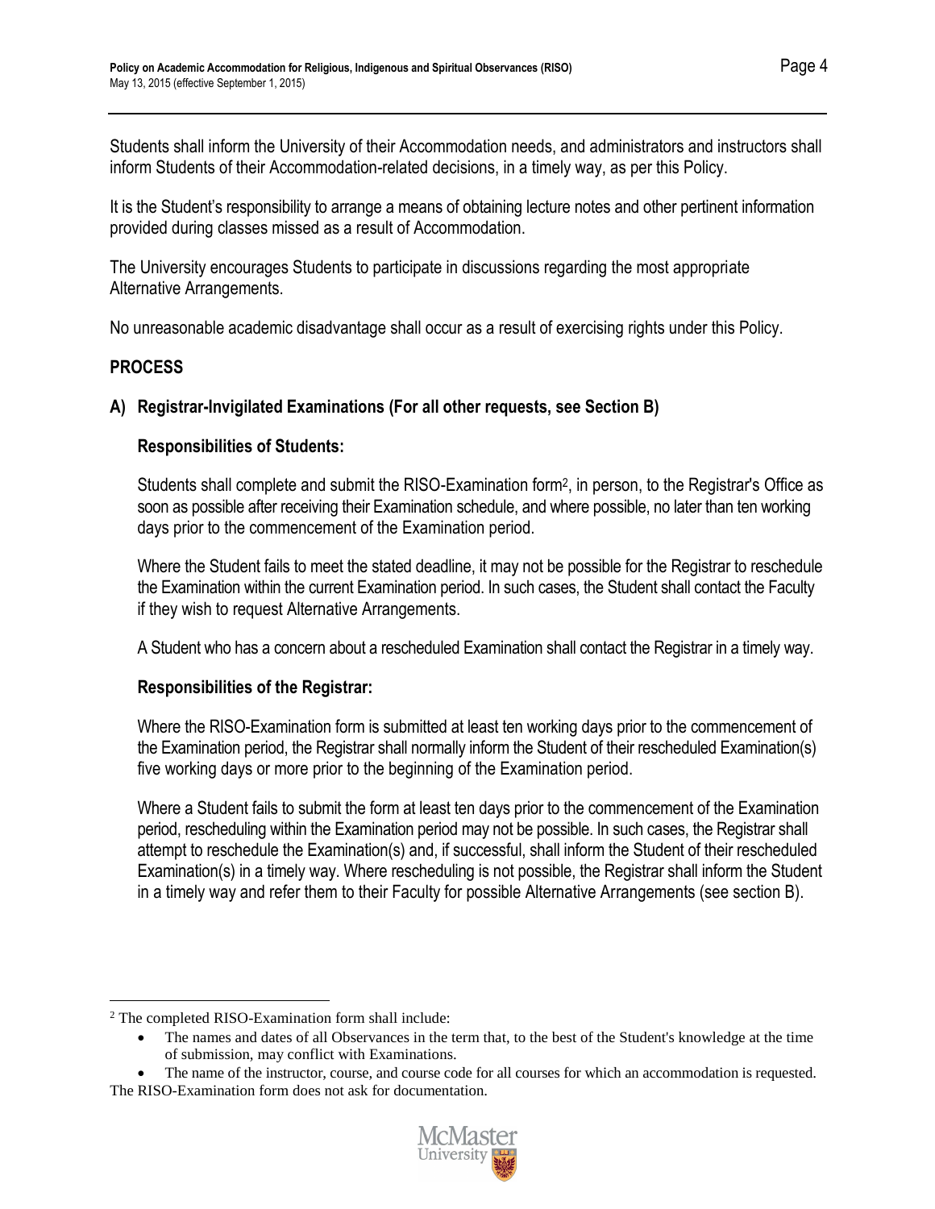Students shall inform the University of their Accommodation needs, and administrators and instructors shall inform Students of their Accommodation-related decisions, in a timely way, as per this Policy.

It is the Student's responsibility to arrange a means of obtaining lecture notes and other pertinent information provided during classes missed as a result of Accommodation.

The University encourages Students to participate in discussions regarding the most appropriate Alternative Arrangements.

No unreasonable academic disadvantage shall occur as a result of exercising rights under this Policy.

## PROCESS

### A) Registrar-Invigilated Examinations (For all other requests, see Section B)

#### Responsibilities of Students:

Students shall complete and submit the RISO-Examination form[2], in person, to the Registrar's Office as soon as possible after receiving their Examination schedule, and where possible, no later than ten working days prior to the commencement of the Examination period.

Where the Student fails to meet the stated deadline, it may not be possible for the Registrar to reschedule the Examination within the current Examination period. In such cases, the Student shall contact the Faculty if they wish to request Alternative Arrangements.

A Student who has a concern about a rescheduled Examination shall contact the Registrar in a timely way.

#### Responsibilities of the Registrar:

Where the RISO-Examination form is submitted at least ten working days prior to the commencement of the Examination period, the Registrar shall normally inform the Student of their rescheduled Examination(s) five working days or more prior to the beginning of the Examination period.

Where a Student fails to submit the form at least ten days prior to the commencement of the Examination period, rescheduling within the Examination period may not be possible. In such cases, the Registrar shall attempt to reschedule the Examination(s) and, if successful, shall inform the Student of their rescheduled Examination(s) in a timely way. Where rescheduling is not possible, the Registrar shall inform the Student in a timely way and refer them to their Faculty for possible Alternative Arrangements (see section B).

---

[2] The completed RISO-Examination form shall include:

- The names and dates of all Observances in the term that, to the best of the Student's knowledge at the time of submission, may conflict with Examinations.
- The name of the instructor, course, and course code for all courses for which an accommodation is requested.

The RISO-Examination form does not ask for documentation.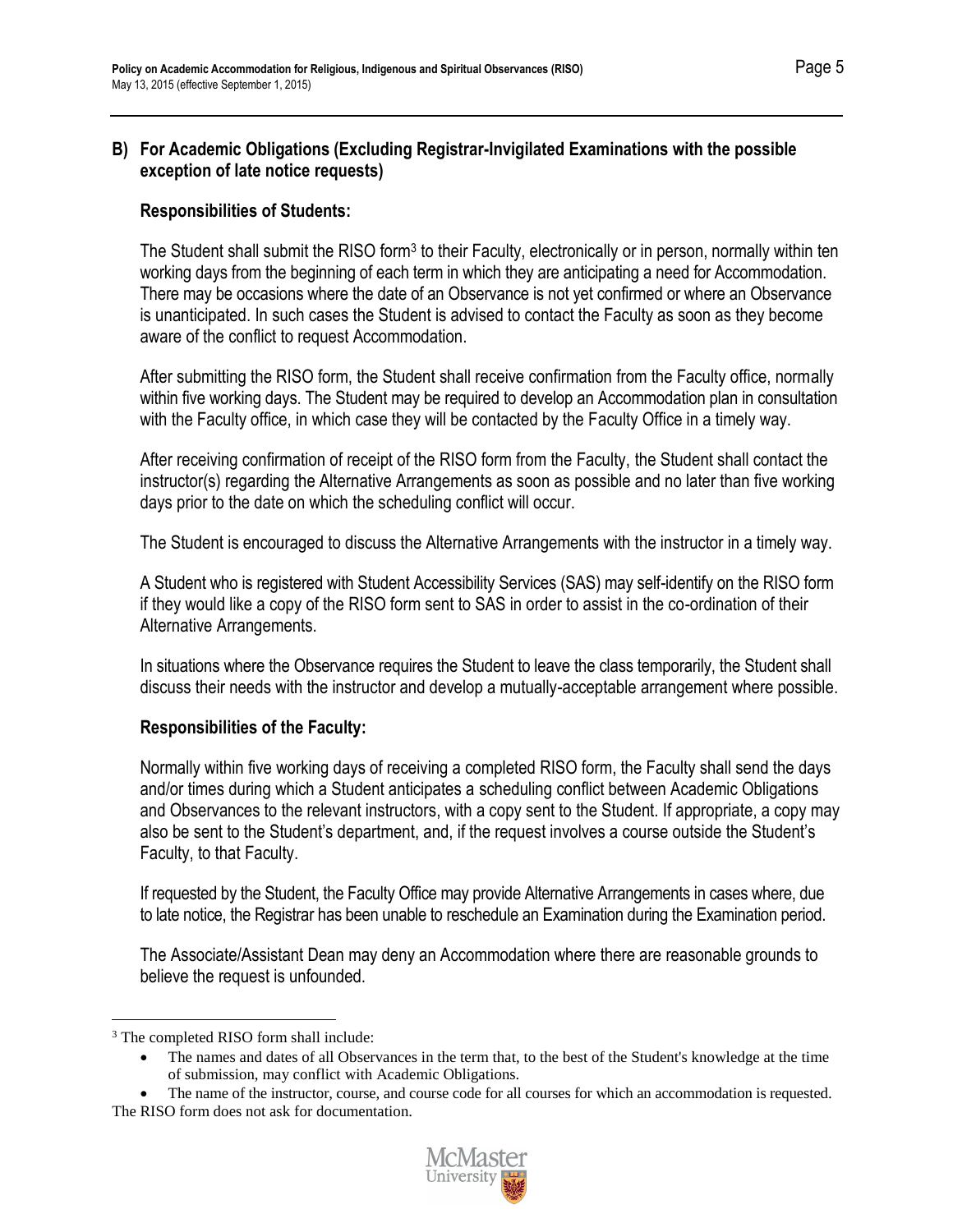### B) For Academic Obligations (Excluding Registrar-Invigilated Examinations with the possible exception of late notice requests)

**Responsibilities of Students:**

The Student shall submit the RISO form[3] to their Faculty, electronically or in person, normally within ten working days from the beginning of each term in which they are anticipating a need for Accommodation. There may be occasions where the date of an Observance is not yet confirmed or where an Observance is unanticipated. In such cases the Student is advised to contact the Faculty as soon as they become aware of the conflict to request Accommodation.

After submitting the RISO form, the Student shall receive confirmation from the Faculty office, normally within five working days. The Student may be required to develop an Accommodation plan in consultation with the Faculty office, in which case they will be contacted by the Faculty Office in a timely way.

After receiving confirmation of receipt of the RISO form from the Faculty, the Student shall contact the instructor(s) regarding the Alternative Arrangements as soon as possible and no later than five working days prior to the date on which the scheduling conflict will occur.

The Student is encouraged to discuss the Alternative Arrangements with the instructor in a timely way.

A Student who is registered with Student Accessibility Services (SAS) may self-identify on the RISO form if they would like a copy of the RISO form sent to SAS in order to assist in the co-ordination of their Alternative Arrangements.

In situations where the Observance requires the Student to leave the class temporarily, the Student shall discuss their needs with the instructor and develop a mutually-acceptable arrangement where possible.

**Responsibilities of the Faculty:**

Normally within five working days of receiving a completed RISO form, the Faculty shall send the days and/or times during which a Student anticipates a scheduling conflict between Academic Obligations and Observances to the relevant instructors, with a copy sent to the Student. If appropriate, a copy may also be sent to the Student's department, and, if the request involves a course outside the Student's Faculty, to that Faculty.

If requested by the Student, the Faculty Office may provide Alternative Arrangements in cases where, due to late notice, the Registrar has been unable to reschedule an Examination during the Examination period.

The Associate/Assistant Dean may deny an Accommodation where there are reasonable grounds to believe the request is unfounded.

---

[3] The completed RISO form shall include:

- The names and dates of all Observances in the term that, to the best of the Student's knowledge at the time of submission, may conflict with Academic Obligations.
- The name of the instructor, course, and course code for all courses for which an accommodation is requested.

The RISO form does not ask for documentation.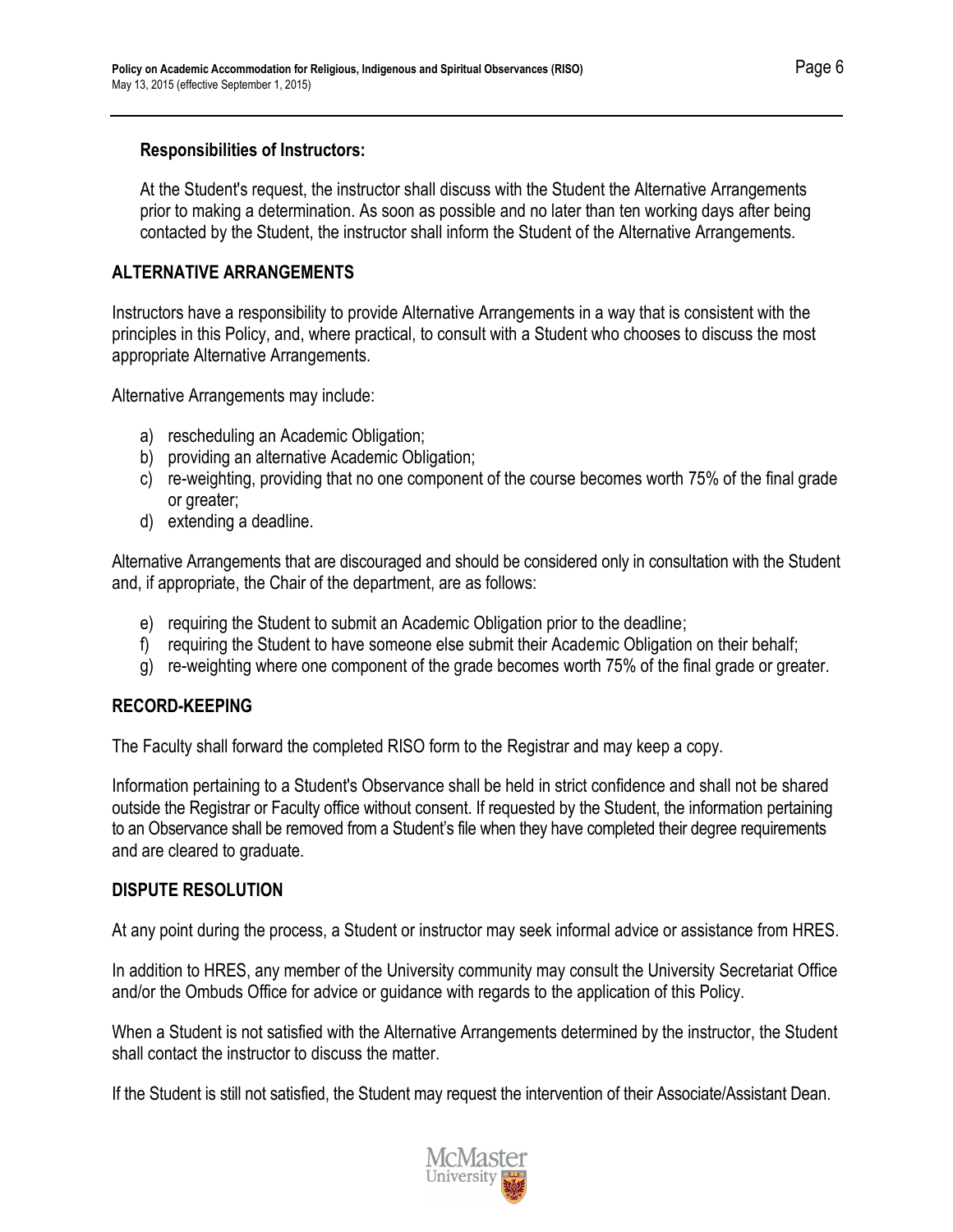**Responsibilities of Instructors:**

At the Student's request, the instructor shall discuss with the Student the Alternative Arrangements prior to making a determination. As soon as possible and no later than ten working days after being contacted by the Student, the instructor shall inform the Student of the Alternative Arrangements.

## ALTERNATIVE ARRANGEMENTS

Instructors have a responsibility to provide Alternative Arrangements in a way that is consistent with the principles in this Policy, and, where practical, to consult with a Student who chooses to discuss the most appropriate Alternative Arrangements.

Alternative Arrangements may include:

a) rescheduling an Academic Obligation;
b) providing an alternative Academic Obligation;
c) re-weighting, providing that no one component of the course becomes worth 75% of the final grade or greater;
d) extending a deadline.

Alternative Arrangements that are discouraged and should be considered only in consultation with the Student and, if appropriate, the Chair of the department, are as follows:

e) requiring the Student to submit an Academic Obligation prior to the deadline;
f) requiring the Student to have someone else submit their Academic Obligation on their behalf;
g) re-weighting where one component of the grade becomes worth 75% of the final grade or greater.

## RECORD-KEEPING

The Faculty shall forward the completed RISO form to the Registrar and may keep a copy.

Information pertaining to a Student's Observance shall be held in strict confidence and shall not be shared outside the Registrar or Faculty office without consent. If requested by the Student, the information pertaining to an Observance shall be removed from a Student's file when they have completed their degree requirements and are cleared to graduate.

## DISPUTE RESOLUTION

At any point during the process, a Student or instructor may seek informal advice or assistance from HRES.

In addition to HRES, any member of the University community may consult the University Secretariat Office and/or the Ombuds Office for advice or guidance with regards to the application of this Policy.

When a Student is not satisfied with the Alternative Arrangements determined by the instructor, the Student shall contact the instructor to discuss the matter.

If the Student is still not satisfied, the Student may request the intervention of their Associate/Assistant Dean.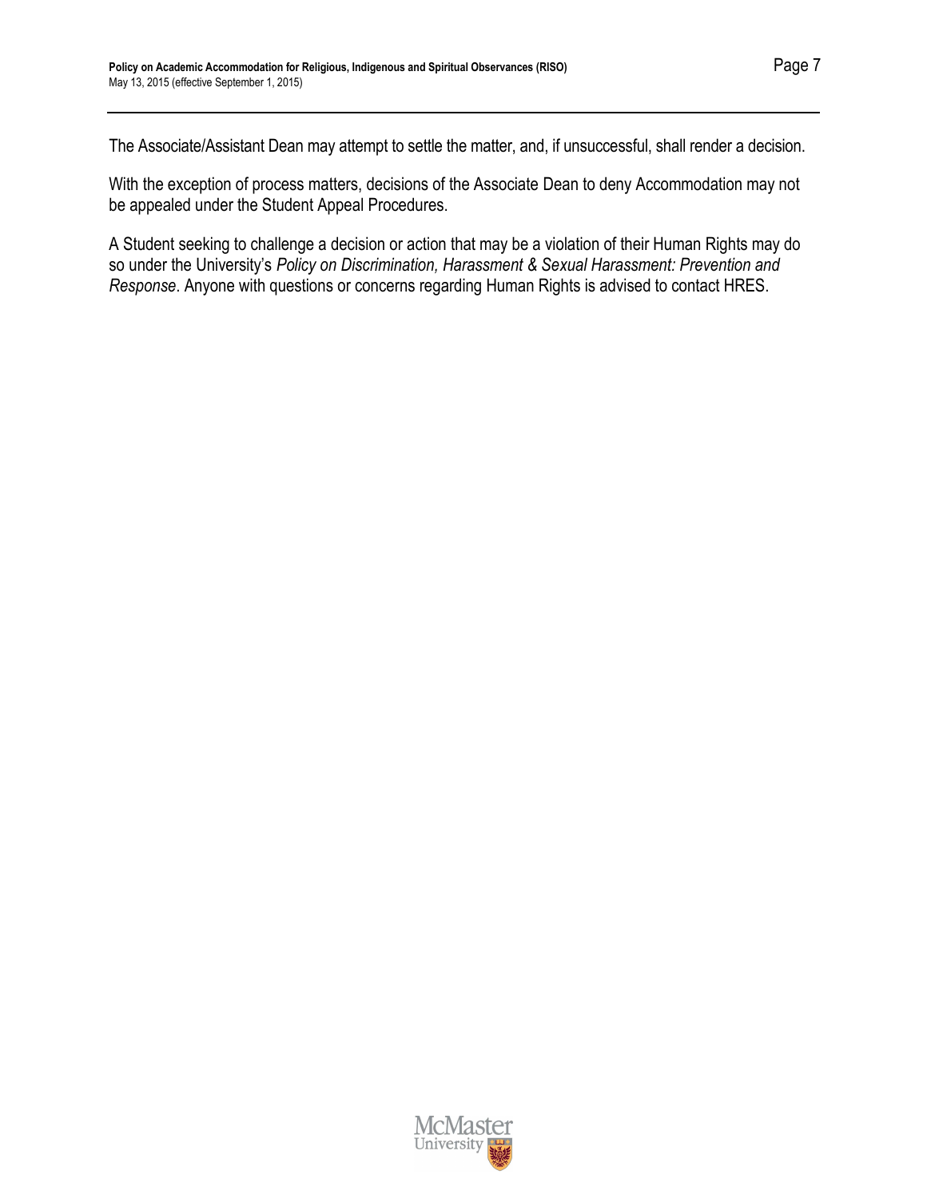The Associate/Assistant Dean may attempt to settle the matter, and, if unsuccessful, shall render a decision.

With the exception of process matters, decisions of the Associate Dean to deny Accommodation may not be appealed under the Student Appeal Procedures.

A Student seeking to challenge a decision or action that may be a violation of their Human Rights may do so under the University's *Policy on Discrimination, Harassment & Sexual Harassment: Prevention and Response*. Anyone with questions or concerns regarding Human Rights is advised to contact HRES.